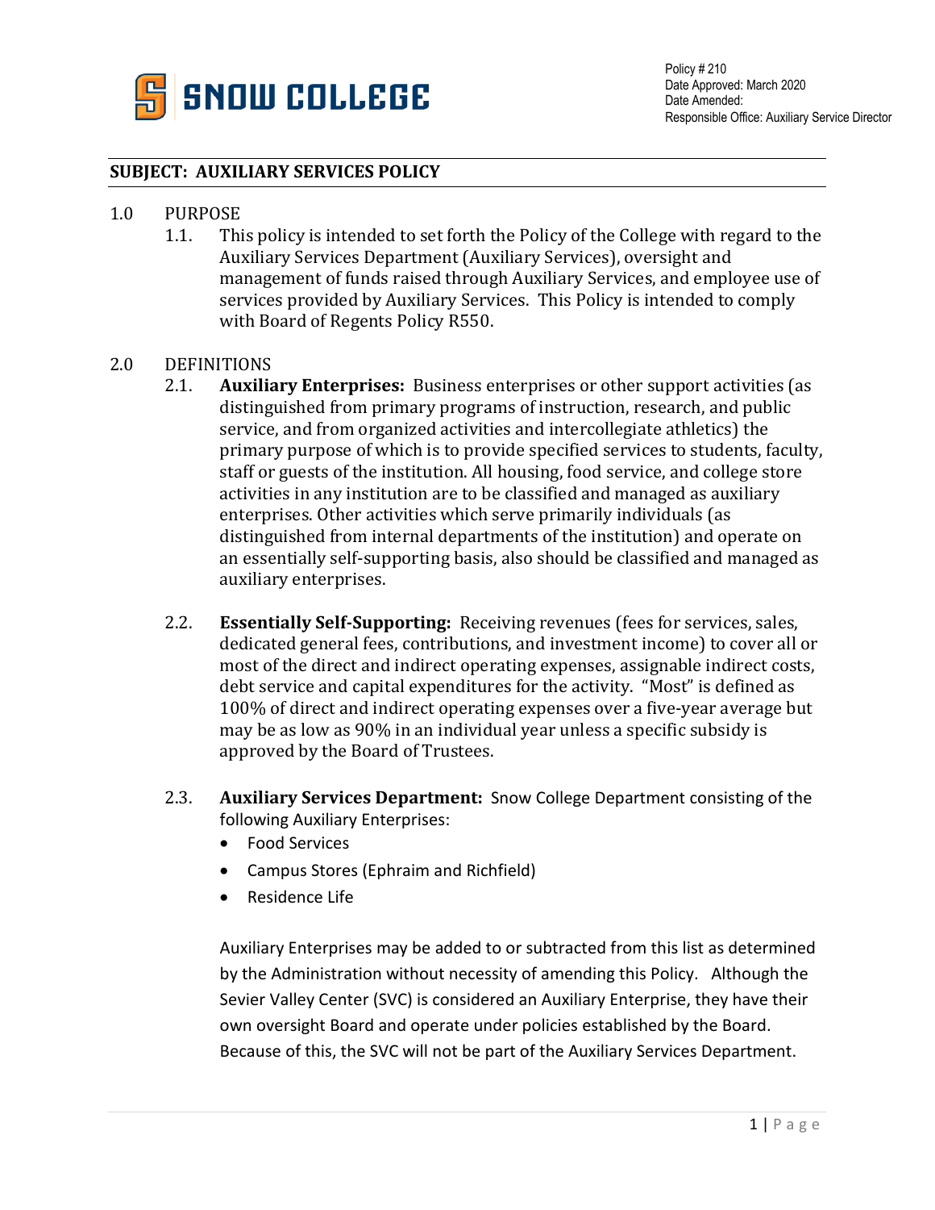SNOW COLLEGE

Policy # 210
Date Approved: March 2020
Date Amended:
Responsible Office: Auxiliary Service Director

## SUBJECT: AUXILIARY SERVICES POLICY

1.0 PURPOSE

1.1. This policy is intended to set forth the Policy of the College with regard to the Auxiliary Services Department (Auxiliary Services), oversight and management of funds raised through Auxiliary Services, and employee use of services provided by Auxiliary Services. This Policy is intended to comply with Board of Regents Policy R550.

2.0 DEFINITIONS

2.1. **Auxiliary Enterprises:** Business enterprises or other support activities (as distinguished from primary programs of instruction, research, and public service, and from organized activities and intercollegiate athletics) the primary purpose of which is to provide specified services to students, faculty, staff or guests of the institution. All housing, food service, and college store activities in any institution are to be classified and managed as auxiliary enterprises. Other activities which serve primarily individuals (as distinguished from internal departments of the institution) and operate on an essentially self-supporting basis, also should be classified and managed as auxiliary enterprises.

2.2. **Essentially Self-Supporting:** Receiving revenues (fees for services, sales, dedicated general fees, contributions, and investment income) to cover all or most of the direct and indirect operating expenses, assignable indirect costs, debt service and capital expenditures for the activity. "Most" is defined as 100% of direct and indirect operating expenses over a five-year average but may be as low as 90% in an individual year unless a specific subsidy is approved by the Board of Trustees.

2.3. **Auxiliary Services Department:** Snow College Department consisting of the following Auxiliary Enterprises:

- Food Services
- Campus Stores (Ephraim and Richfield)
- Residence Life

Auxiliary Enterprises may be added to or subtracted from this list as determined by the Administration without necessity of amending this Policy. Although the Sevier Valley Center (SVC) is considered an Auxiliary Enterprise, they have their own oversight Board and operate under policies established by the Board. Because of this, the SVC will not be part of the Auxiliary Services Department.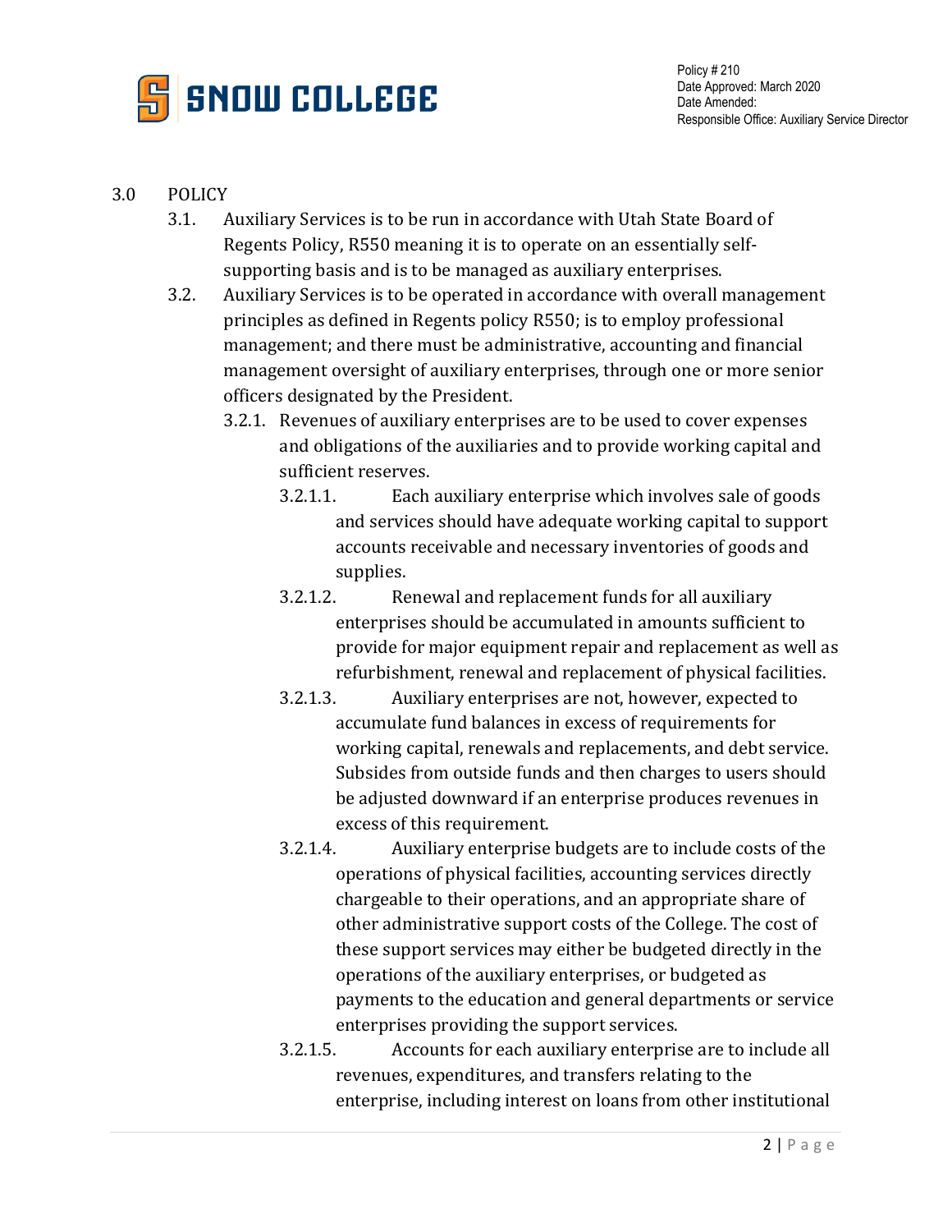## 3.0 POLICY

3.1. Auxiliary Services is to be run in accordance with Utah State Board of Regents Policy, R550 meaning it is to operate on an essentially self-supporting basis and is to be managed as auxiliary enterprises.

3.2. Auxiliary Services is to be operated in accordance with overall management principles as defined in Regents policy R550; is to employ professional management; and there must be administrative, accounting and financial management oversight of auxiliary enterprises, through one or more senior officers designated by the President.

3.2.1. Revenues of auxiliary enterprises are to be used to cover expenses and obligations of the auxiliaries and to provide working capital and sufficient reserves.

3.2.1.1. Each auxiliary enterprise which involves sale of goods and services should have adequate working capital to support accounts receivable and necessary inventories of goods and supplies.

3.2.1.2. Renewal and replacement funds for all auxiliary enterprises should be accumulated in amounts sufficient to provide for major equipment repair and replacement as well as refurbishment, renewal and replacement of physical facilities.

3.2.1.3. Auxiliary enterprises are not, however, expected to accumulate fund balances in excess of requirements for working capital, renewals and replacements, and debt service. Subsides from outside funds and then charges to users should be adjusted downward if an enterprise produces revenues in excess of this requirement.

3.2.1.4. Auxiliary enterprise budgets are to include costs of the operations of physical facilities, accounting services directly chargeable to their operations, and an appropriate share of other administrative support costs of the College. The cost of these support services may either be budgeted directly in the operations of the auxiliary enterprises, or budgeted as payments to the education and general departments or service enterprises providing the support services.

3.2.1.5. Accounts for each auxiliary enterprise are to include all revenues, expenditures, and transfers relating to the enterprise, including interest on loans from other institutional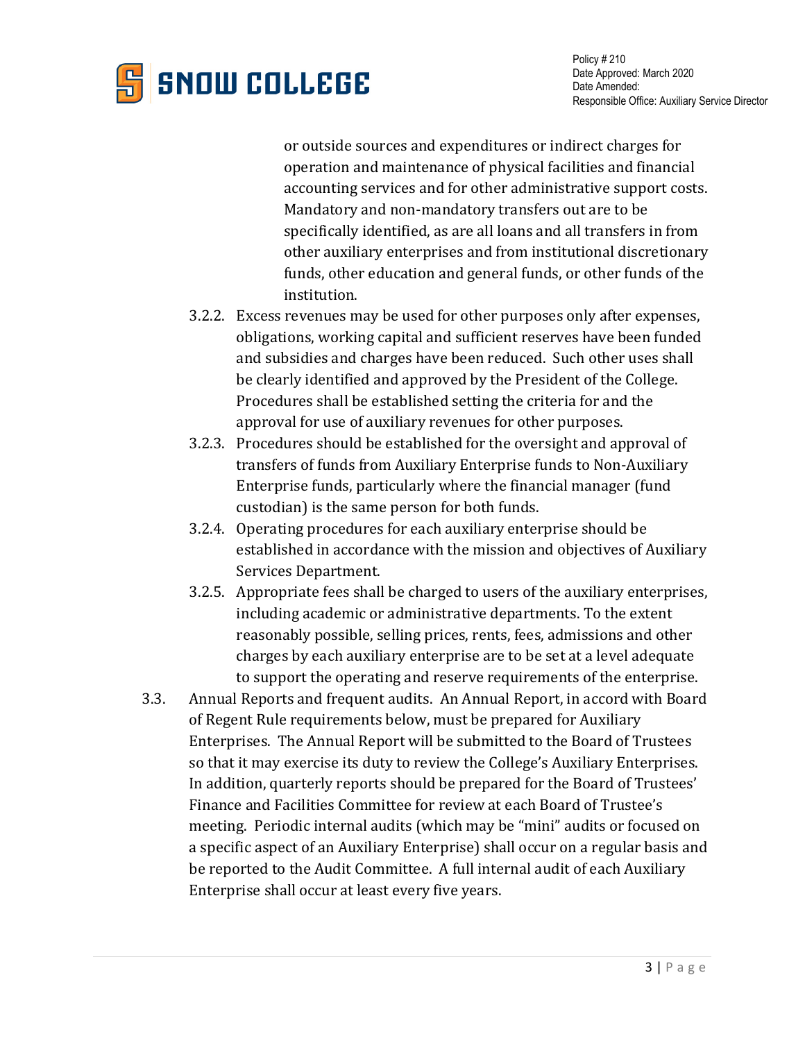or outside sources and expenditures or indirect charges for operation and maintenance of physical facilities and financial accounting services and for other administrative support costs. Mandatory and non-mandatory transfers out are to be specifically identified, as are all loans and all transfers in from other auxiliary enterprises and from institutional discretionary funds, other education and general funds, or other funds of the institution.

3.2.2. Excess revenues may be used for other purposes only after expenses, obligations, working capital and sufficient reserves have been funded and subsidies and charges have been reduced. Such other uses shall be clearly identified and approved by the President of the College. Procedures shall be established setting the criteria for and the approval for use of auxiliary revenues for other purposes.

3.2.3. Procedures should be established for the oversight and approval of transfers of funds from Auxiliary Enterprise funds to Non-Auxiliary Enterprise funds, particularly where the financial manager (fund custodian) is the same person for both funds.

3.2.4. Operating procedures for each auxiliary enterprise should be established in accordance with the mission and objectives of Auxiliary Services Department.

3.2.5. Appropriate fees shall be charged to users of the auxiliary enterprises, including academic or administrative departments. To the extent reasonably possible, selling prices, rents, fees, admissions and other charges by each auxiliary enterprise are to be set at a level adequate to support the operating and reserve requirements of the enterprise.

3.3. Annual Reports and frequent audits. An Annual Report, in accord with Board of Regent Rule requirements below, must be prepared for Auxiliary Enterprises. The Annual Report will be submitted to the Board of Trustees so that it may exercise its duty to review the College's Auxiliary Enterprises. In addition, quarterly reports should be prepared for the Board of Trustees' Finance and Facilities Committee for review at each Board of Trustee's meeting. Periodic internal audits (which may be "mini" audits or focused on a specific aspect of an Auxiliary Enterprise) shall occur on a regular basis and be reported to the Audit Committee. A full internal audit of each Auxiliary Enterprise shall occur at least every five years.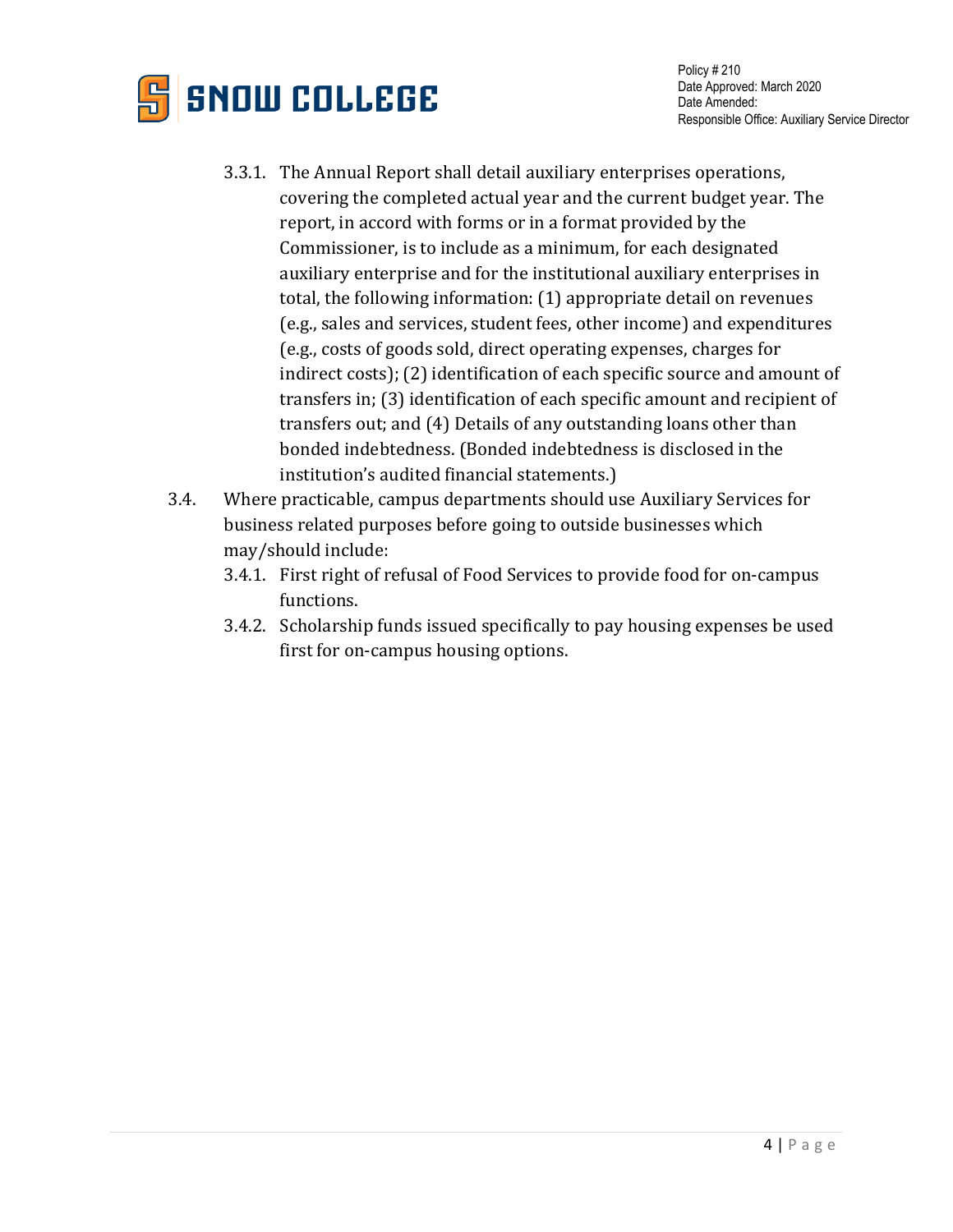3.3.1. The Annual Report shall detail auxiliary enterprises operations, covering the completed actual year and the current budget year. The report, in accord with forms or in a format provided by the Commissioner, is to include as a minimum, for each designated auxiliary enterprise and for the institutional auxiliary enterprises in total, the following information: (1) appropriate detail on revenues (e.g., sales and services, student fees, other income) and expenditures (e.g., costs of goods sold, direct operating expenses, charges for indirect costs); (2) identification of each specific source and amount of transfers in; (3) identification of each specific amount and recipient of transfers out; and (4) Details of any outstanding loans other than bonded indebtedness. (Bonded indebtedness is disclosed in the institution's audited financial statements.)

3.4. Where practicable, campus departments should use Auxiliary Services for business related purposes before going to outside businesses which may/should include:

3.4.1. First right of refusal of Food Services to provide food for on-campus functions.

3.4.2. Scholarship funds issued specifically to pay housing expenses be used first for on-campus housing options.